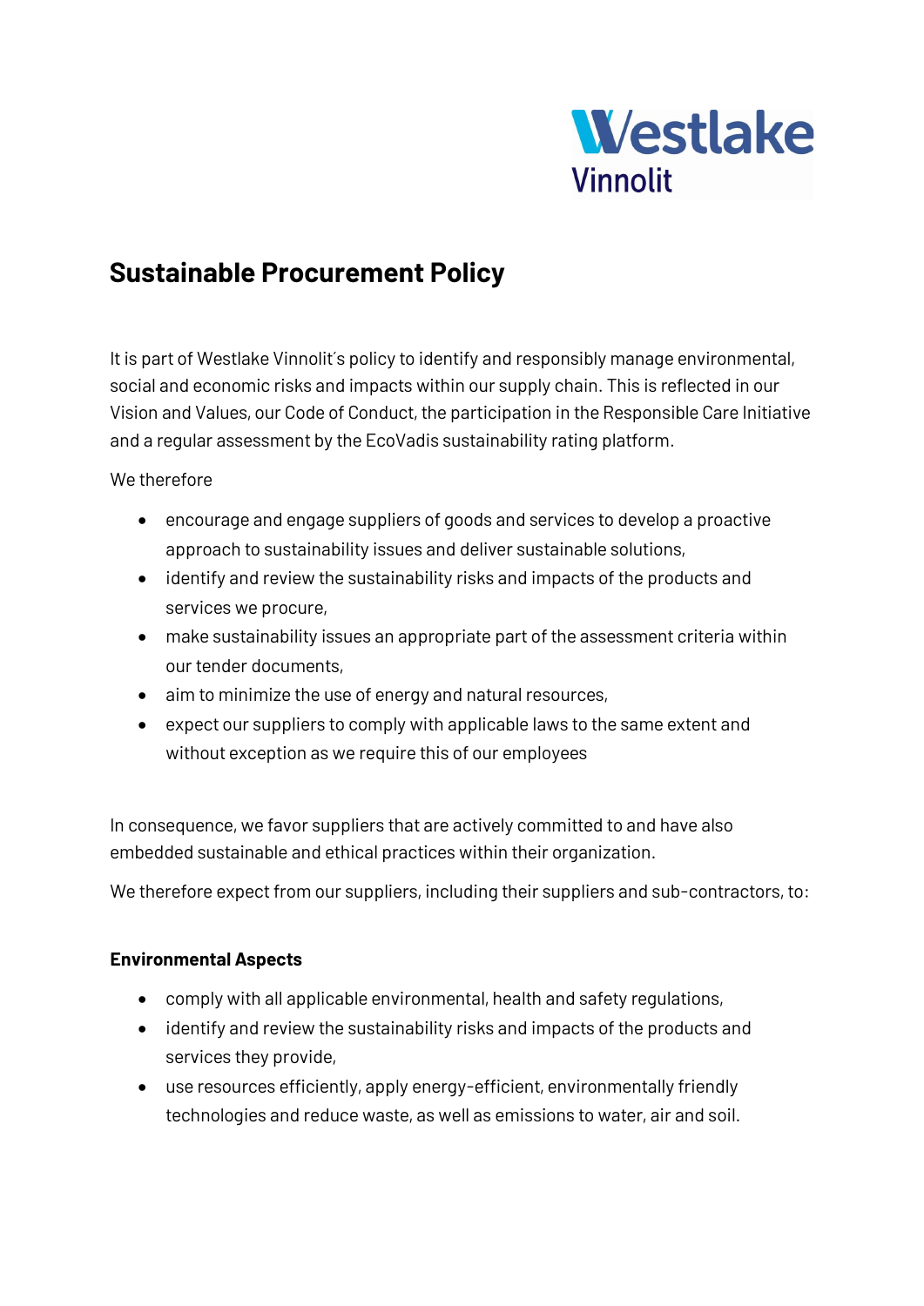# Sustainable Procurement Policy

It is part of Westlake Vinnolit´s policy to identify and responsibly manage environmental, social and economic risks and impacts within our supply chain. This is reflected in our Vision and Values, our Code of Conduct, the participation in the Responsible Care Initiative and a regular assessment by the EcoVadis sustainability rating platform.

We therefore

- encourage and engage suppliers of goods and services to develop a proactive approach to sustainability issues and deliver sustainable solutions,
- identify and review the sustainability risks and impacts of the products and services we procure,
- make sustainability issues an appropriate part of the assessment criteria within our tender documents,
- aim to minimize the use of energy and natural resources,
- expect our suppliers to comply with applicable laws to the same extent and without exception as we require this of our employees

In consequence, we favor suppliers that are actively committed to and have also embedded sustainable and ethical practices within their organization.

We therefore expect from our suppliers, including their suppliers and sub-contractors, to:

**Environmental Aspects**

- comply with all applicable environmental, health and safety regulations,
- identify and review the sustainability risks and impacts of the products and services they provide,
- use resources efficiently, apply energy-efficient, environmentally friendly technologies and reduce waste, as well as emissions to water, air and soil.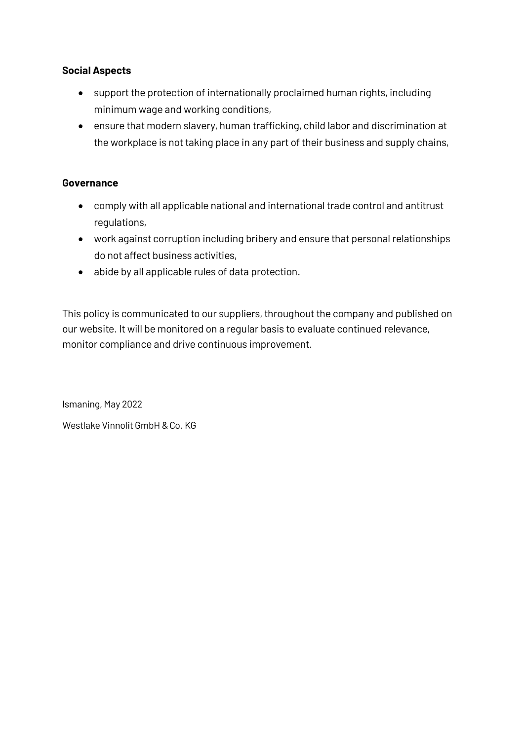**Social Aspects**

- support the protection of internationally proclaimed human rights, including minimum wage and working conditions,
- ensure that modern slavery, human trafficking, child labor and discrimination at the workplace is not taking place in any part of their business and supply chains,

**Governance**

- comply with all applicable national and international trade control and antitrust regulations,
- work against corruption including bribery and ensure that personal relationships do not affect business activities,
- abide by all applicable rules of data protection.

This policy is communicated to our suppliers, throughout the company and published on our website. It will be monitored on a regular basis to evaluate continued relevance, monitor compliance and drive continuous improvement.

Ismaning, May 2022

Westlake Vinnolit GmbH & Co. KG